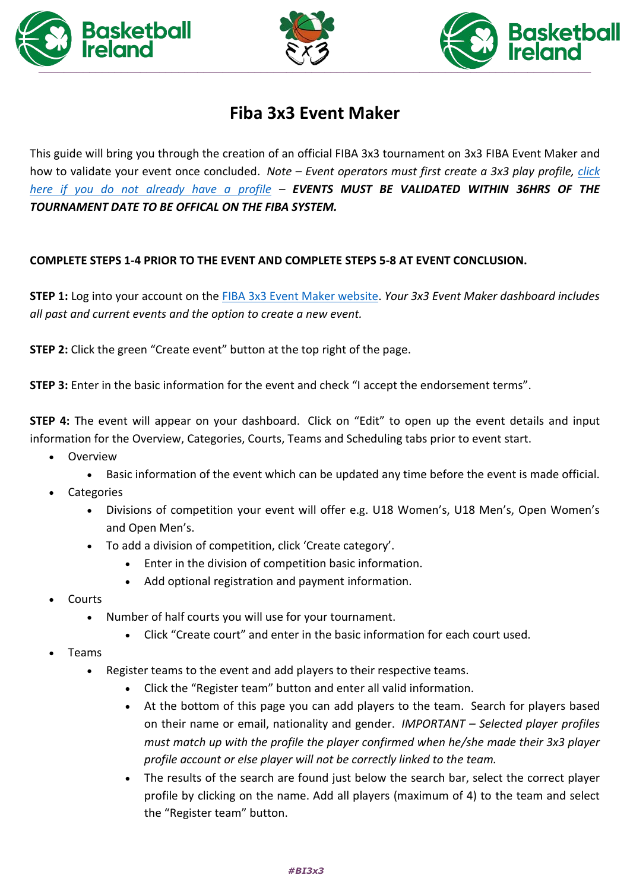# Fiba 3x3 Event Maker

This guide will bring you through the creation of an official FIBA 3x3 tournament on 3x3 FIBA Event Maker and how to validate your event once concluded. *Note – Event operators must first create a 3x3 play profile, click here if you do not already have a profile* – ***EVENTS MUST BE VALIDATED WITHIN 36HRS OF THE TOURNAMENT DATE TO BE OFFICAL ON THE FIBA SYSTEM.***

**COMPLETE STEPS 1-4 PRIOR TO THE EVENT AND COMPLETE STEPS 5-8 AT EVENT CONCLUSION.**

**STEP 1:** Log into your account on the FIBA 3x3 Event Maker website. *Your 3x3 Event Maker dashboard includes all past and current events and the option to create a new event.*

**STEP 2:** Click the green "Create event" button at the top right of the page.

**STEP 3:** Enter in the basic information for the event and check "I accept the endorsement terms".

**STEP 4:** The event will appear on your dashboard. Click on "Edit" to open up the event details and input information for the Overview, Categories, Courts, Teams and Scheduling tabs prior to event start.

- Overview
  - Basic information of the event which can be updated any time before the event is made official.
- Categories
  - Divisions of competition your event will offer e.g. U18 Women's, U18 Men's, Open Women's and Open Men's.
  - To add a division of competition, click 'Create category'.
    - Enter in the division of competition basic information.
    - Add optional registration and payment information.
- Courts
  - Number of half courts you will use for your tournament.
    - Click "Create court" and enter in the basic information for each court used.
- Teams
  - Register teams to the event and add players to their respective teams.
    - Click the "Register team" button and enter all valid information.
    - At the bottom of this page you can add players to the team. Search for players based on their name or email, nationality and gender. *IMPORTANT – Selected player profiles must match up with the profile the player confirmed when he/she made their 3x3 player profile account or else player will not be correctly linked to the team.*
    - The results of the search are found just below the search bar, select the correct player profile by clicking on the name. Add all players (maximum of 4) to the team and select the "Register team" button.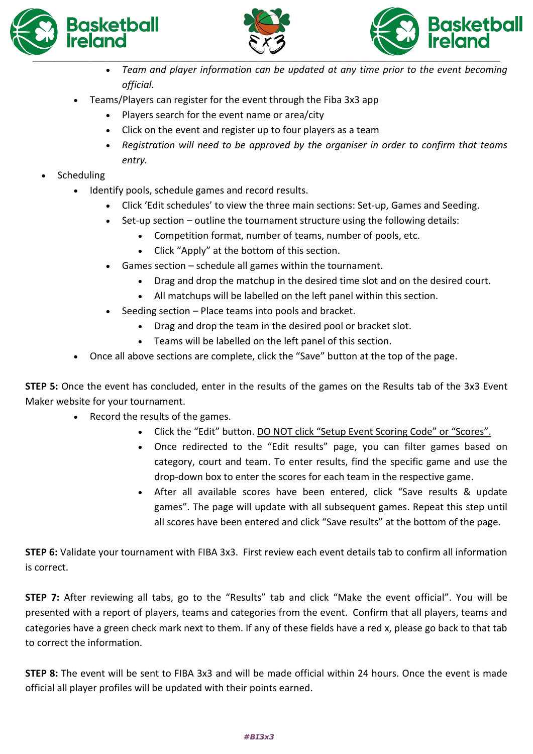- *Team and player information can be updated at any time prior to the event becoming official.*
    - Teams/Players can register for the event through the Fiba 3x3 app
        - Players search for the event name or area/city
        - Click on the event and register up to four players as a team
        - *Registration will need to be approved by the organiser in order to confirm that teams entry.*
- Scheduling
    - Identify pools, schedule games and record results.
        - Click 'Edit schedules' to view the three main sections: Set-up, Games and Seeding.
        - Set-up section – outline the tournament structure using the following details:
            - Competition format, number of teams, number of pools, etc.
            - Click "Apply" at the bottom of this section.
        - Games section – schedule all games within the tournament.
            - Drag and drop the matchup in the desired time slot and on the desired court.
            - All matchups will be labelled on the left panel within this section.
        - Seeding section – Place teams into pools and bracket.
            - Drag and drop the team in the desired pool or bracket slot.
            - Teams will be labelled on the left panel of this section.
    - Once all above sections are complete, click the "Save" button at the top of the page.

**STEP 5:** Once the event has concluded, enter in the results of the games on the Results tab of the 3x3 Event Maker website for your tournament.

- Record the results of the games.
    - Click the "Edit" button. <u>DO NOT click "Setup Event Scoring Code" or "Scores".</u>
    - Once redirected to the "Edit results" page, you can filter games based on category, court and team. To enter results, find the specific game and use the drop-down box to enter the scores for each team in the respective game.
    - After all available scores have been entered, click "Save results & update games". The page will update with all subsequent games. Repeat this step until all scores have been entered and click "Save results" at the bottom of the page.

**STEP 6:** Validate your tournament with FIBA 3x3. First review each event details tab to confirm all information is correct.

**STEP 7:** After reviewing all tabs, go to the "Results" tab and click "Make the event official". You will be presented with a report of players, teams and categories from the event. Confirm that all players, teams and categories have a green check mark next to them. If any of these fields have a red x, please go back to that tab to correct the information.

**STEP 8:** The event will be sent to FIBA 3x3 and will be made official within 24 hours. Once the event is made official all player profiles will be updated with their points earned.